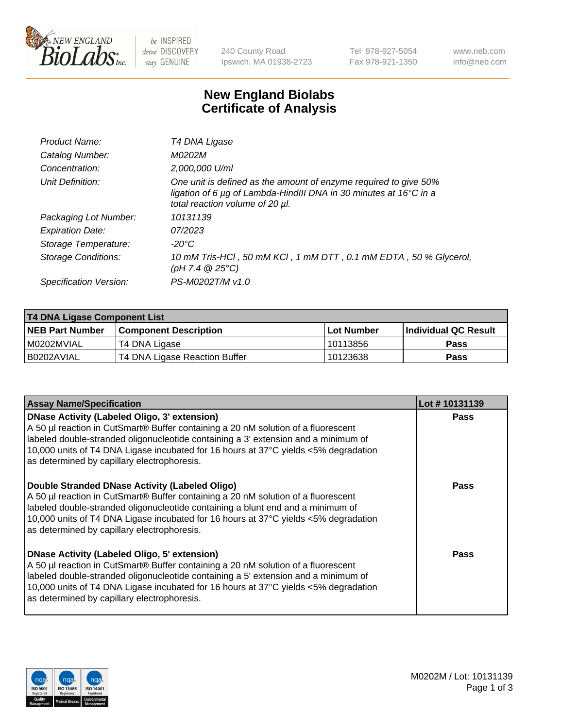New England BioLabs Inc. — be INSPIRED drive DISCOVERY stay GENUINE

240 County Road
Ipswich, MA 01938-2723

Tel 978-927-5054
Fax 978-921-1350

www.neb.com
info@neb.com

# New England Biolabs
# Certificate of Analysis

| | |
|---|---|
| *Product Name:* | *T4 DNA Ligase* |
| *Catalog Number:* | *M0202M* |
| *Concentration:* | *2,000,000 U/ml* |
| *Unit Definition:* | *One unit is defined as the amount of enzyme required to give 50% ligation of 6 µg of Lambda-HindIII DNA in 30 minutes at 16°C in a total reaction volume of 20 µl.* |
| *Packaging Lot Number:* | *10131139* |
| *Expiration Date:* | *07/2023* |
| *Storage Temperature:* | *-20°C* |
| *Storage Conditions:* | *10 mM Tris-HCl , 50 mM KCl , 1 mM DTT , 0.1 mM EDTA , 50 % Glycerol, (pH 7.4 @ 25°C)* |
| *Specification Version:* | *PS-M0202T/M v1.0* |

| T4 DNA Ligase Component List | | | |
|---|---|---|---|
| **NEB Part Number** | **Component Description** | **Lot Number** | **Individual QC Result** |
| M0202MVIAL | T4 DNA Ligase | 10113856 | **Pass** |
| B0202AVIAL | T4 DNA Ligase Reaction Buffer | 10123638 | **Pass** |

| Assay Name/Specification | Lot # 10131139 |
|---|---|
| **DNase Activity (Labeled Oligo, 3' extension)** A 50 µl reaction in CutSmart® Buffer containing a 20 nM solution of a fluorescent labeled double-stranded oligonucleotide containing a 3' extension and a minimum of 10,000 units of T4 DNA Ligase incubated for 16 hours at 37°C yields <5% degradation as determined by capillary electrophoresis. | **Pass** |
| **Double Stranded DNase Activity (Labeled Oligo)** A 50 µl reaction in CutSmart® Buffer containing a 20 nM solution of a fluorescent labeled double-stranded oligonucleotide containing a blunt end and a minimum of 10,000 units of T4 DNA Ligase incubated for 16 hours at 37°C yields <5% degradation as determined by capillary electrophoresis. | **Pass** |
| **DNase Activity (Labeled Oligo, 5' extension)** A 50 µl reaction in CutSmart® Buffer containing a 20 nM solution of a fluorescent labeled double-stranded oligonucleotide containing a 5' extension and a minimum of 10,000 units of T4 DNA Ligase incubated for 16 hours at 37°C yields <5% degradation as determined by capillary electrophoresis. | **Pass** |

M0202M / Lot: 10131139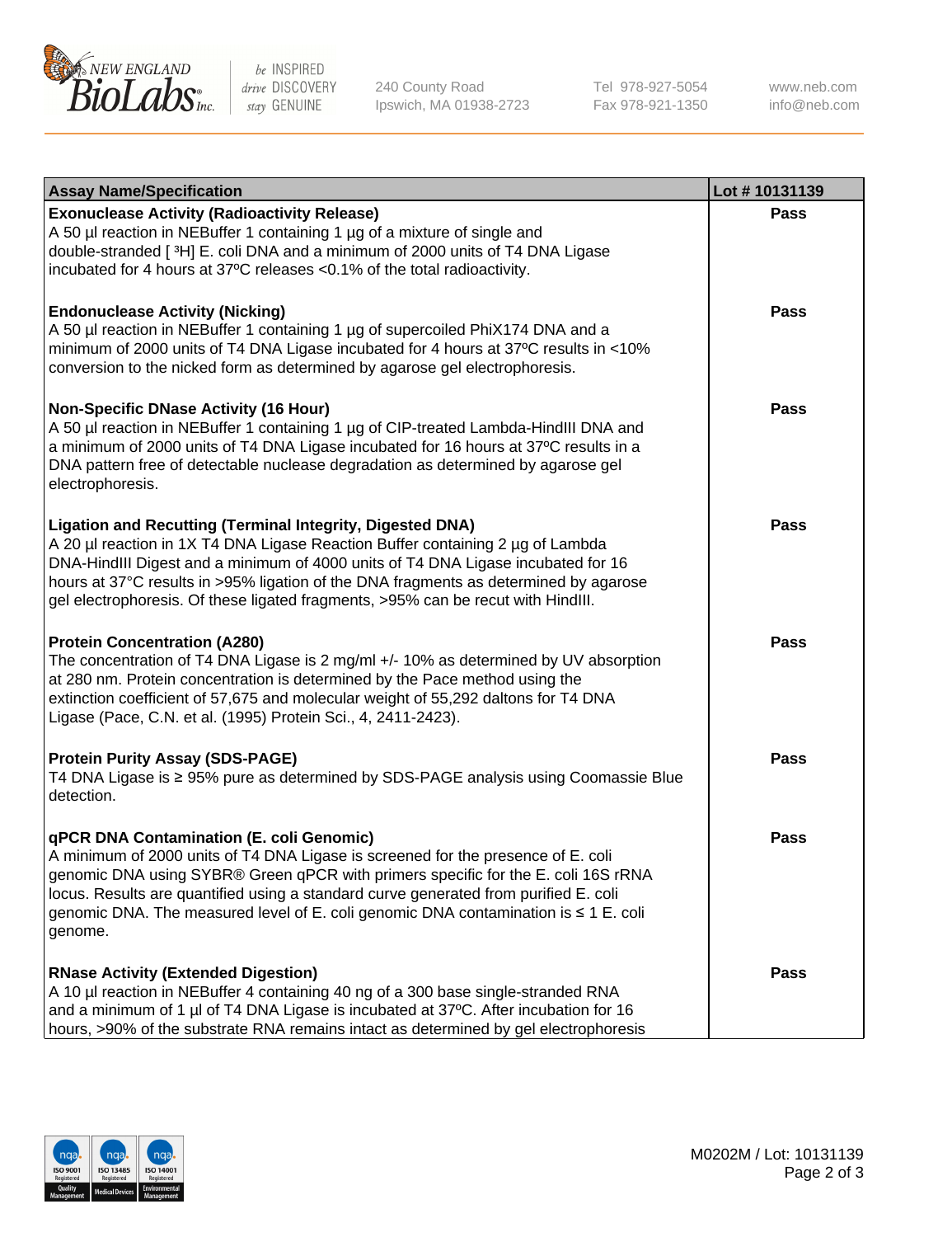| Assay Name/Specification | Lot # 10131139 |
|---|---|
| **Exonuclease Activity (Radioactivity Release)**<br>A 50 µl reaction in NEBuffer 1 containing 1 µg of a mixture of single and double-stranded [ $^{3}$H] E. coli DNA and a minimum of 2000 units of T4 DNA Ligase incubated for 4 hours at 37ºC releases <0.1% of the total radioactivity. | **Pass** |
| **Endonuclease Activity (Nicking)**<br>A 50 µl reaction in NEBuffer 1 containing 1 µg of supercoiled PhiX174 DNA and a minimum of 2000 units of T4 DNA Ligase incubated for 4 hours at 37ºC results in <10% conversion to the nicked form as determined by agarose gel electrophoresis. | **Pass** |
| **Non-Specific DNase Activity (16 Hour)**<br>A 50 µl reaction in NEBuffer 1 containing 1 µg of CIP-treated Lambda-HindIII DNA and a minimum of 2000 units of T4 DNA Ligase incubated for 16 hours at 37ºC results in a DNA pattern free of detectable nuclease degradation as determined by agarose gel electrophoresis. | **Pass** |
| **Ligation and Recutting (Terminal Integrity, Digested DNA)**<br>A 20 µl reaction in 1X T4 DNA Ligase Reaction Buffer containing 2 µg of Lambda DNA-HindIII Digest and a minimum of 4000 units of T4 DNA Ligase incubated for 16 hours at 37°C results in >95% ligation of the DNA fragments as determined by agarose gel electrophoresis. Of these ligated fragments, >95% can be recut with HindIII. | **Pass** |
| **Protein Concentration (A280)**<br>The concentration of T4 DNA Ligase is 2 mg/ml +/- 10% as determined by UV absorption at 280 nm. Protein concentration is determined by the Pace method using the extinction coefficient of 57,675 and molecular weight of 55,292 daltons for T4 DNA Ligase (Pace, C.N. et al. (1995) Protein Sci., 4, 2411-2423). | **Pass** |
| **Protein Purity Assay (SDS-PAGE)**<br>T4 DNA Ligase is ≥ 95% pure as determined by SDS-PAGE analysis using Coomassie Blue detection. | **Pass** |
| **qPCR DNA Contamination (E. coli Genomic)**<br>A minimum of 2000 units of T4 DNA Ligase is screened for the presence of E. coli genomic DNA using SYBR® Green qPCR with primers specific for the E. coli 16S rRNA locus. Results are quantified using a standard curve generated from purified E. coli genomic DNA. The measured level of E. coli genomic DNA contamination is ≤ 1 E. coli genome. | **Pass** |
| **RNase Activity (Extended Digestion)**<br>A 10 µl reaction in NEBuffer 4 containing 40 ng of a 300 base single-stranded RNA and a minimum of 1 µl of T4 DNA Ligase is incubated at 37ºC. After incubation for 16 hours, >90% of the substrate RNA remains intact as determined by gel electrophoresis | **Pass** |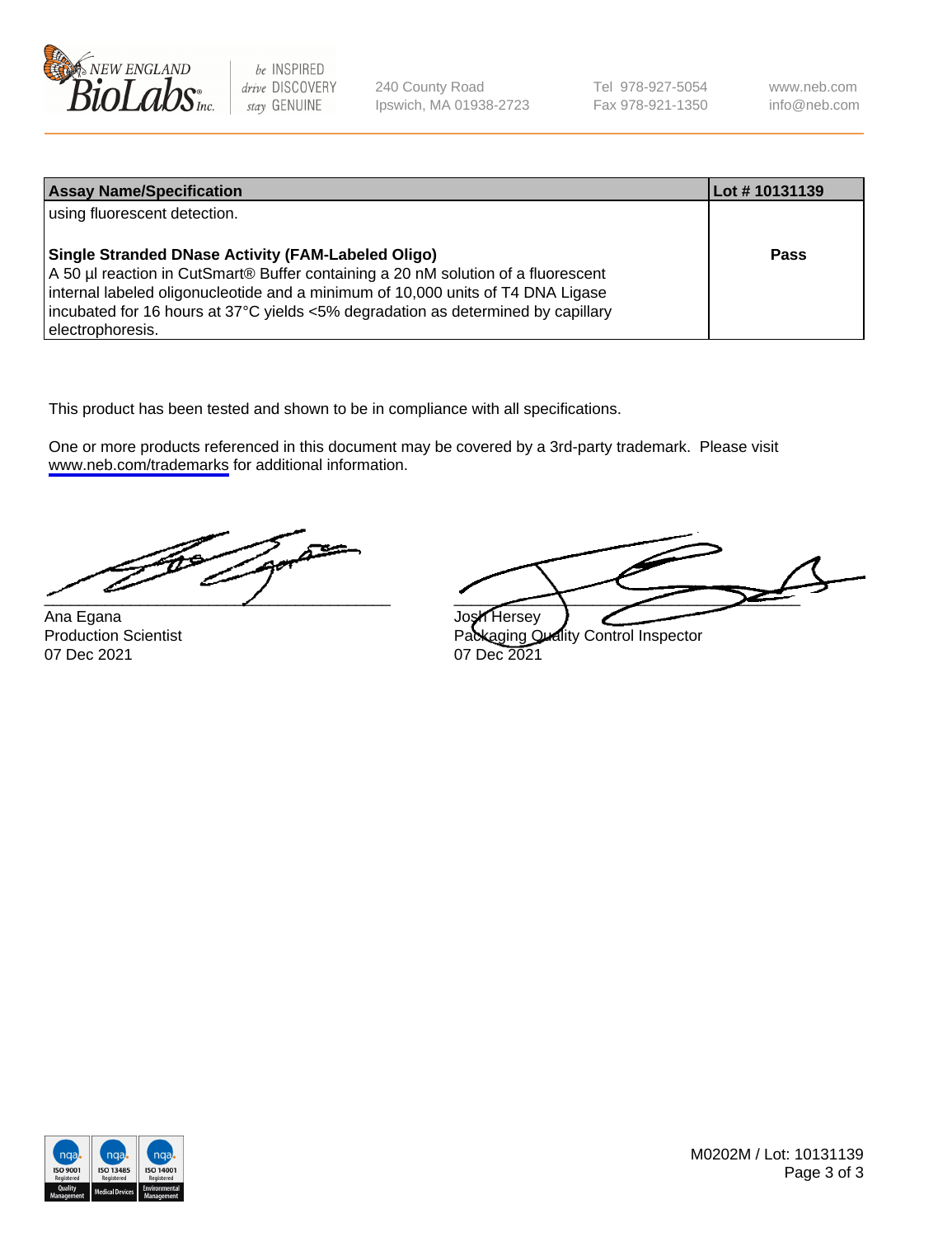| Assay Name/Specification | Lot # 10131139 |
|---|---|
| using fluorescent detection. | |
| **Single Stranded DNase Activity (FAM-Labeled Oligo)**<br>A 50 µl reaction in CutSmart® Buffer containing a 20 nM solution of a fluorescent internal labeled oligonucleotide and a minimum of 10,000 units of T4 DNA Ligase incubated for 16 hours at 37°C yields <5% degradation as determined by capillary electrophoresis. | **Pass** |

This product has been tested and shown to be in compliance with all specifications.

One or more products referenced in this document may be covered by a 3rd-party trademark. Please visit www.neb.com/trademarks for additional information.

Ana Egana
Production Scientist
07 Dec 2021

Josh Hersey
Packaging Quality Control Inspector
07 Dec 2021

M0202M / Lot: 10131139